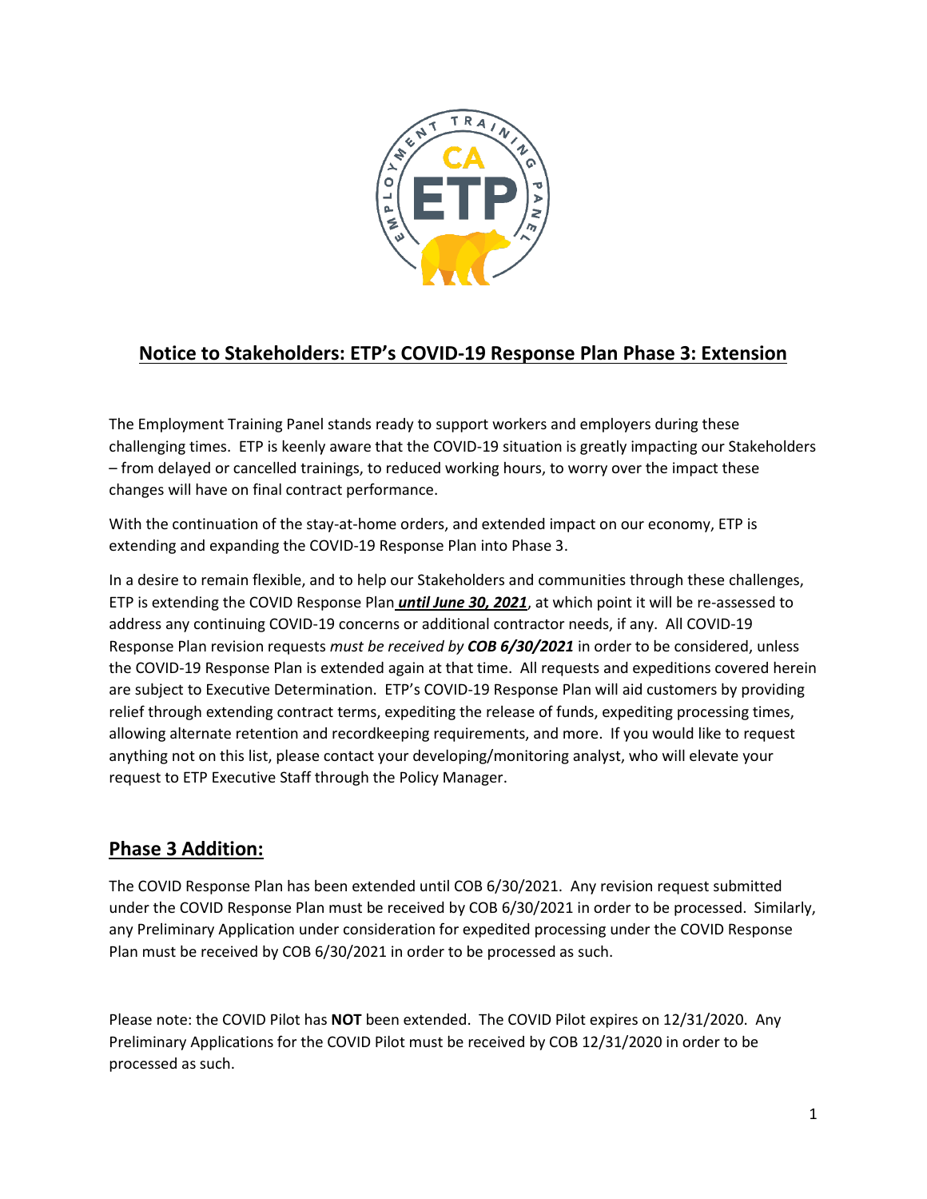## Notice to Stakeholders: ETP's COVID-19 Response Plan Phase 3: Extension

The Employment Training Panel stands ready to support workers and employers during these challenging times. ETP is keenly aware that the COVID-19 situation is greatly impacting our Stakeholders – from delayed or cancelled trainings, to reduced working hours, to worry over the impact these changes will have on final contract performance.

With the continuation of the stay-at-home orders, and extended impact on our economy, ETP is extending and expanding the COVID-19 Response Plan into Phase 3.

In a desire to remain flexible, and to help our Stakeholders and communities through these challenges, ETP is extending the COVID Response Plan ***until June 30, 2021***, at which point it will be re-assessed to address any continuing COVID-19 concerns or additional contractor needs, if any. All COVID-19 Response Plan revision requests *must be received by* ***COB 6/30/2021*** in order to be considered, unless the COVID-19 Response Plan is extended again at that time. All requests and expeditions covered herein are subject to Executive Determination. ETP's COVID-19 Response Plan will aid customers by providing relief through extending contract terms, expediting the release of funds, expediting processing times, allowing alternate retention and recordkeeping requirements, and more. If you would like to request anything not on this list, please contact your developing/monitoring analyst, who will elevate your request to ETP Executive Staff through the Policy Manager.

## Phase 3 Addition:

The COVID Response Plan has been extended until COB 6/30/2021. Any revision request submitted under the COVID Response Plan must be received by COB 6/30/2021 in order to be processed. Similarly, any Preliminary Application under consideration for expedited processing under the COVID Response Plan must be received by COB 6/30/2021 in order to be processed as such.

Please note: the COVID Pilot has **NOT** been extended. The COVID Pilot expires on 12/31/2020. Any Preliminary Applications for the COVID Pilot must be received by COB 12/31/2020 in order to be processed as such.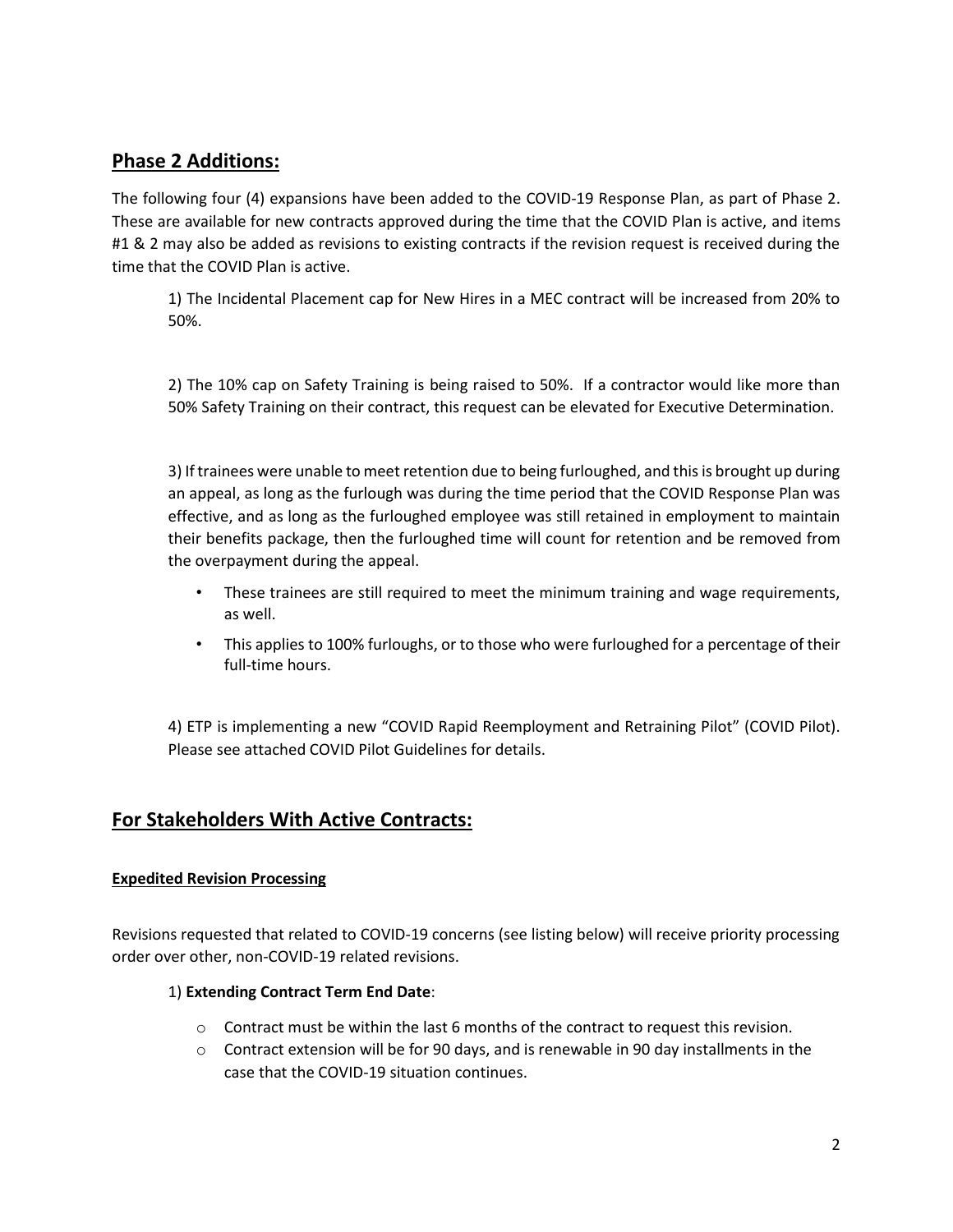## Phase 2 Additions:

The following four (4) expansions have been added to the COVID-19 Response Plan, as part of Phase 2. These are available for new contracts approved during the time that the COVID Plan is active, and items #1 & 2 may also be added as revisions to existing contracts if the revision request is received during the time that the COVID Plan is active.

1) The Incidental Placement cap for New Hires in a MEC contract will be increased from 20% to 50%.

2) The 10% cap on Safety Training is being raised to 50%. If a contractor would like more than 50% Safety Training on their contract, this request can be elevated for Executive Determination.

3) If trainees were unable to meet retention due to being furloughed, and this is brought up during an appeal, as long as the furlough was during the time period that the COVID Response Plan was effective, and as long as the furloughed employee was still retained in employment to maintain their benefits package, then the furloughed time will count for retention and be removed from the overpayment during the appeal.

- These trainees are still required to meet the minimum training and wage requirements, as well.
- This applies to 100% furloughs, or to those who were furloughed for a percentage of their full-time hours.

4) ETP is implementing a new "COVID Rapid Reemployment and Retraining Pilot" (COVID Pilot). Please see attached COVID Pilot Guidelines for details.

## For Stakeholders With Active Contracts:

### Expedited Revision Processing

Revisions requested that related to COVID-19 concerns (see listing below) will receive priority processing order over other, non-COVID-19 related revisions.

1) **Extending Contract Term End Date**:

- Contract must be within the last 6 months of the contract to request this revision.
- Contract extension will be for 90 days, and is renewable in 90 day installments in the case that the COVID-19 situation continues.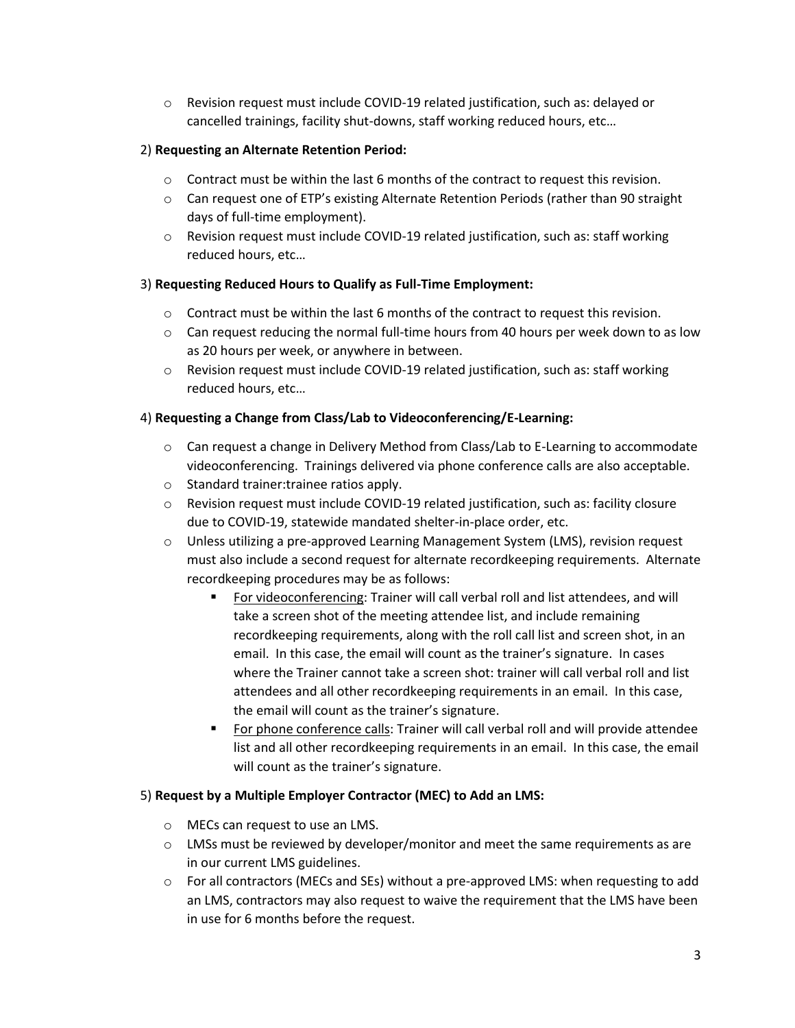- Revision request must include COVID-19 related justification, such as: delayed or cancelled trainings, facility shut-downs, staff working reduced hours, etc…

2) **Requesting an Alternate Retention Period:**

- Contract must be within the last 6 months of the contract to request this revision.
- Can request one of ETP's existing Alternate Retention Periods (rather than 90 straight days of full-time employment).
- Revision request must include COVID-19 related justification, such as: staff working reduced hours, etc…

3) **Requesting Reduced Hours to Qualify as Full-Time Employment:**

- Contract must be within the last 6 months of the contract to request this revision.
- Can request reducing the normal full-time hours from 40 hours per week down to as low as 20 hours per week, or anywhere in between.
- Revision request must include COVID-19 related justification, such as: staff working reduced hours, etc…

4) **Requesting a Change from Class/Lab to Videoconferencing/E-Learning:**

- Can request a change in Delivery Method from Class/Lab to E-Learning to accommodate videoconferencing. Trainings delivered via phone conference calls are also acceptable.
- Standard trainer:trainee ratios apply.
- Revision request must include COVID-19 related justification, such as: facility closure due to COVID-19, statewide mandated shelter-in-place order, etc.
- Unless utilizing a pre-approved Learning Management System (LMS), revision request must also include a second request for alternate recordkeeping requirements. Alternate recordkeeping procedures may be as follows:
    - <u>For videoconferencing</u>: Trainer will call verbal roll and list attendees, and will take a screen shot of the meeting attendee list, and include remaining recordkeeping requirements, along with the roll call list and screen shot, in an email. In this case, the email will count as the trainer's signature. In cases where the Trainer cannot take a screen shot: trainer will call verbal roll and list attendees and all other recordkeeping requirements in an email. In this case, the email will count as the trainer's signature.
    - <u>For phone conference calls</u>: Trainer will call verbal roll and will provide attendee list and all other recordkeeping requirements in an email. In this case, the email will count as the trainer's signature.

5) **Request by a Multiple Employer Contractor (MEC) to Add an LMS:**

- MECs can request to use an LMS.
- LMSs must be reviewed by developer/monitor and meet the same requirements as are in our current LMS guidelines.
- For all contractors (MECs and SEs) without a pre-approved LMS: when requesting to add an LMS, contractors may also request to waive the requirement that the LMS have been in use for 6 months before the request.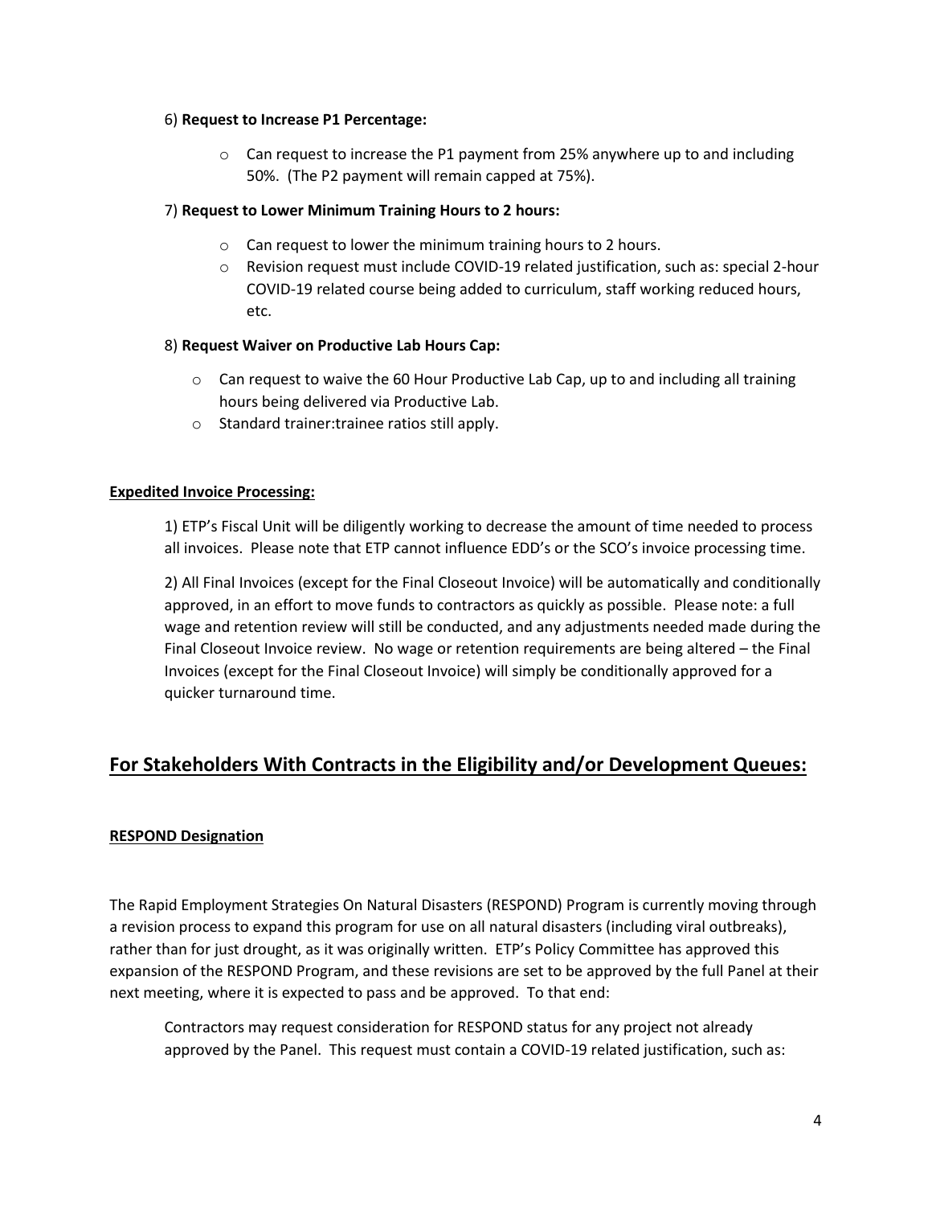6) **Request to Increase P1 Percentage:**

- Can request to increase the P1 payment from 25% anywhere up to and including 50%. (The P2 payment will remain capped at 75%).

7) **Request to Lower Minimum Training Hours to 2 hours:**

- Can request to lower the minimum training hours to 2 hours.
- Revision request must include COVID-19 related justification, such as: special 2-hour COVID-19 related course being added to curriculum, staff working reduced hours, etc.

8) **Request Waiver on Productive Lab Hours Cap:**

- Can request to waive the 60 Hour Productive Lab Cap, up to and including all training hours being delivered via Productive Lab.
- Standard trainer:trainee ratios still apply.

**Expedited Invoice Processing:**

1) ETP's Fiscal Unit will be diligently working to decrease the amount of time needed to process all invoices. Please note that ETP cannot influence EDD's or the SCO's invoice processing time.

2) All Final Invoices (except for the Final Closeout Invoice) will be automatically and conditionally approved, in an effort to move funds to contractors as quickly as possible. Please note: a full wage and retention review will still be conducted, and any adjustments needed made during the Final Closeout Invoice review. No wage or retention requirements are being altered – the Final Invoices (except for the Final Closeout Invoice) will simply be conditionally approved for a quicker turnaround time.

## For Stakeholders With Contracts in the Eligibility and/or Development Queues:

**RESPOND Designation**

The Rapid Employment Strategies On Natural Disasters (RESPOND) Program is currently moving through a revision process to expand this program for use on all natural disasters (including viral outbreaks), rather than for just drought, as it was originally written. ETP's Policy Committee has approved this expansion of the RESPOND Program, and these revisions are set to be approved by the full Panel at their next meeting, where it is expected to pass and be approved. To that end:

Contractors may request consideration for RESPOND status for any project not already approved by the Panel. This request must contain a COVID-19 related justification, such as: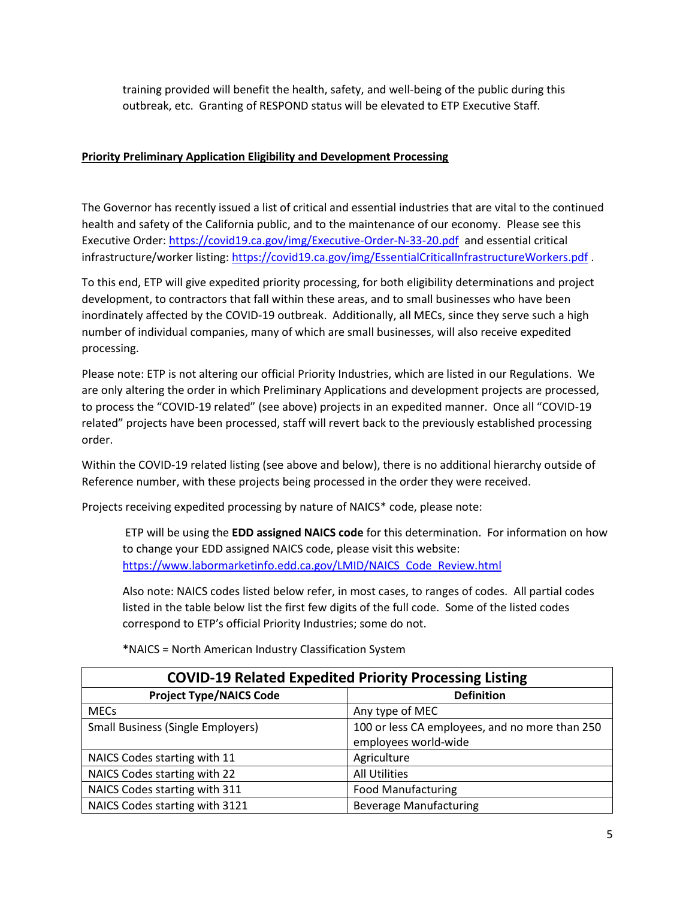training provided will benefit the health, safety, and well-being of the public during this outbreak, etc. Granting of RESPOND status will be elevated to ETP Executive Staff.

**Priority Preliminary Application Eligibility and Development Processing**

The Governor has recently issued a list of critical and essential industries that are vital to the continued health and safety of the California public, and to the maintenance of our economy. Please see this Executive Order: https://covid19.ca.gov/img/Executive-Order-N-33-20.pdf and essential critical infrastructure/worker listing: https://covid19.ca.gov/img/EssentialCriticalInfrastructureWorkers.pdf .

To this end, ETP will give expedited priority processing, for both eligibility determinations and project development, to contractors that fall within these areas, and to small businesses who have been inordinately affected by the COVID-19 outbreak. Additionally, all MECs, since they serve such a high number of individual companies, many of which are small businesses, will also receive expedited processing.

Please note: ETP is not altering our official Priority Industries, which are listed in our Regulations. We are only altering the order in which Preliminary Applications and development projects are processed, to process the "COVID-19 related" (see above) projects in an expedited manner. Once all "COVID-19 related" projects have been processed, staff will revert back to the previously established processing order.

Within the COVID-19 related listing (see above and below), there is no additional hierarchy outside of Reference number, with these projects being processed in the order they were received.

Projects receiving expedited processing by nature of NAICS* code, please note:

> ETP will be using the **EDD assigned NAICS code** for this determination. For information on how to change your EDD assigned NAICS code, please visit this website: https://www.labormarketinfo.edd.ca.gov/LMID/NAICS_Code_Review.html
>
> Also note: NAICS codes listed below refer, in most cases, to ranges of codes. All partial codes listed in the table below list the first few digits of the full code. Some of the listed codes correspond to ETP's official Priority Industries; some do not.
>
> *NAICS = North American Industry Classification System

| COVID-19 Related Expedited Priority Processing Listing | |
|---|---|
| **Project Type/NAICS Code** | **Definition** |
| MECs | Any type of MEC |
| Small Business (Single Employers) | 100 or less CA employees, and no more than 250 employees world-wide |
| NAICS Codes starting with 11 | Agriculture |
| NAICS Codes starting with 22 | All Utilities |
| NAICS Codes starting with 311 | Food Manufacturing |
| NAICS Codes starting with 3121 | Beverage Manufacturing |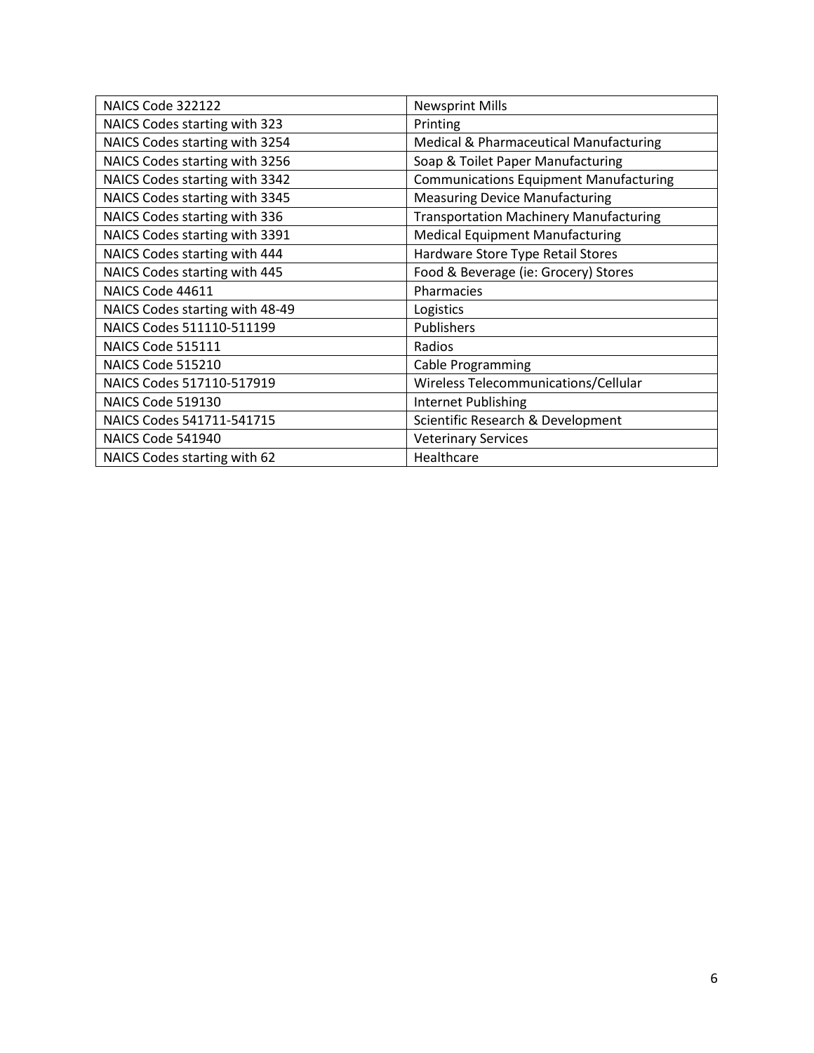| | |
|---|---|
| NAICS Code 322122 | Newsprint Mills |
| NAICS Codes starting with 323 | Printing |
| NAICS Codes starting with 3254 | Medical & Pharmaceutical Manufacturing |
| NAICS Codes starting with 3256 | Soap & Toilet Paper Manufacturing |
| NAICS Codes starting with 3342 | Communications Equipment Manufacturing |
| NAICS Codes starting with 3345 | Measuring Device Manufacturing |
| NAICS Codes starting with 336 | Transportation Machinery Manufacturing |
| NAICS Codes starting with 3391 | Medical Equipment Manufacturing |
| NAICS Codes starting with 444 | Hardware Store Type Retail Stores |
| NAICS Codes starting with 445 | Food & Beverage (ie: Grocery) Stores |
| NAICS Code 44611 | Pharmacies |
| NAICS Codes starting with 48-49 | Logistics |
| NAICS Codes 511110-511199 | Publishers |
| NAICS Code 515111 | Radios |
| NAICS Code 515210 | Cable Programming |
| NAICS Codes 517110-517919 | Wireless Telecommunications/Cellular |
| NAICS Code 519130 | Internet Publishing |
| NAICS Codes 541711-541715 | Scientific Research & Development |
| NAICS Code 541940 | Veterinary Services |
| NAICS Codes starting with 62 | Healthcare |